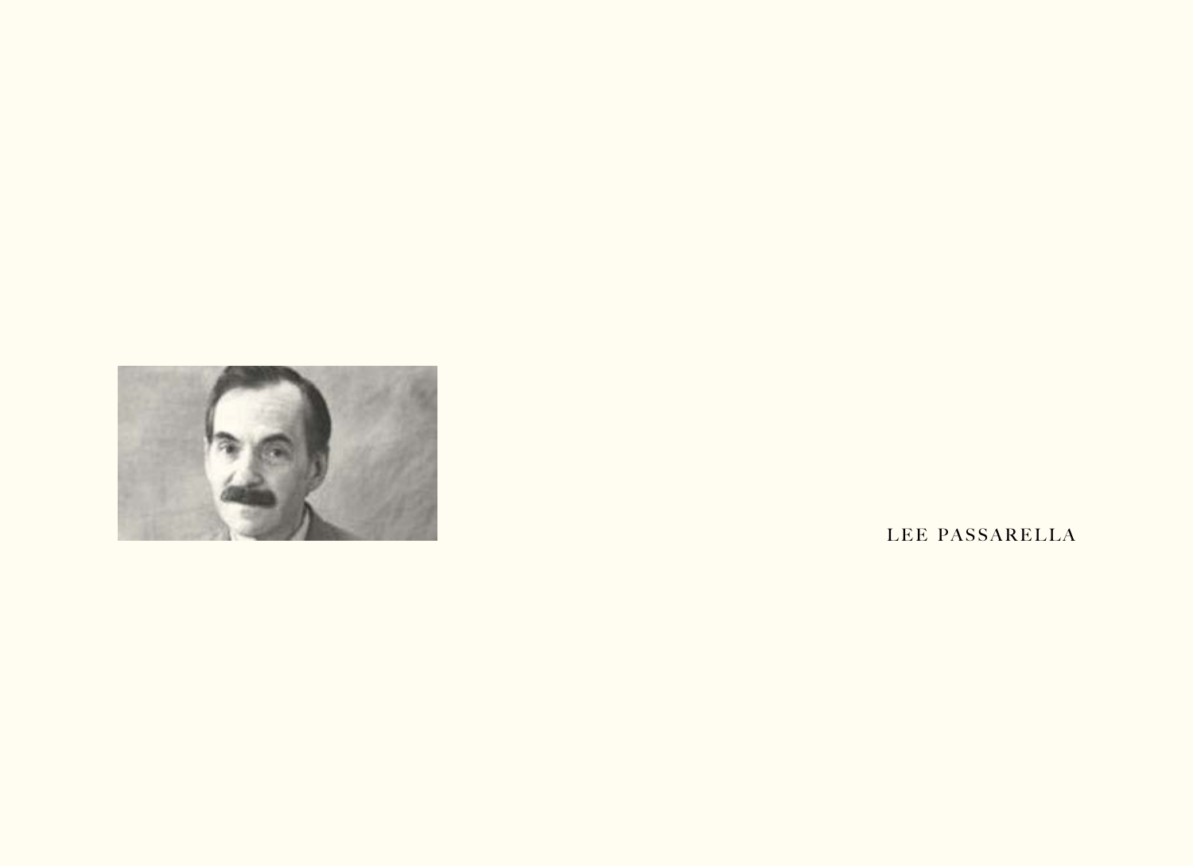LEE PASSARELLA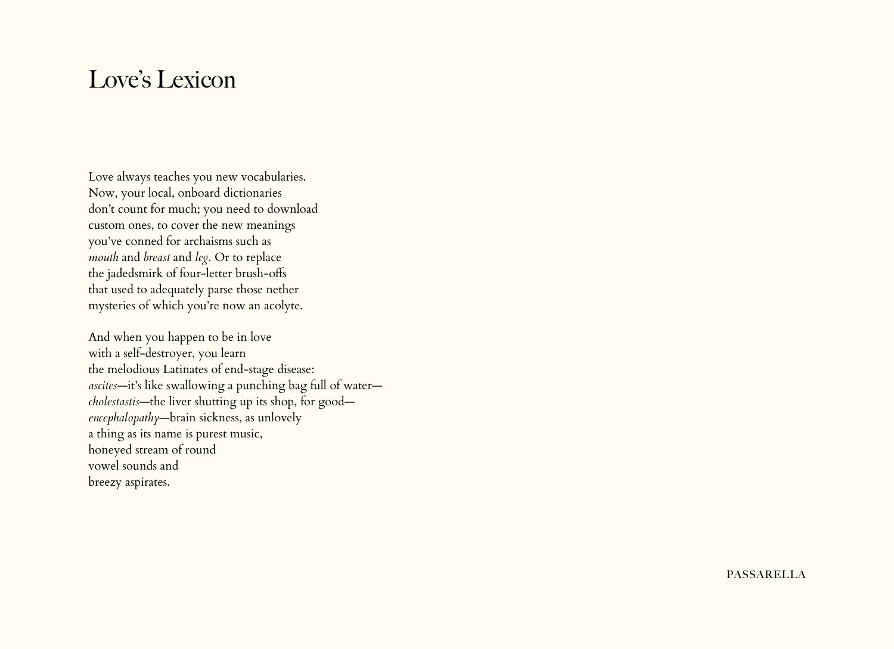# Love's Lexicon

Love always teaches you new vocabularies.
Now, your local, onboard dictionaries
don't count for much; you need to download
custom ones, to cover the new meanings
you've conned for archaisms such as
*mouth* and *breast* and *leg*. Or to replace
the jadedsmirk of four-letter brush-offs
that used to adequately parse those nether
mysteries of which you're now an acolyte.

And when you happen to be in love
with a self-destroyer, you learn
the melodious Latinates of end-stage disease:
*ascites*—it's like swallowing a punching bag full of water—
*cholestastis*—the liver shutting up its shop, for good—
*encephalopathy*—brain sickness, as unlovely
a thing as its name is purest music,
honeyed stream of round
vowel sounds and
breezy aspirates.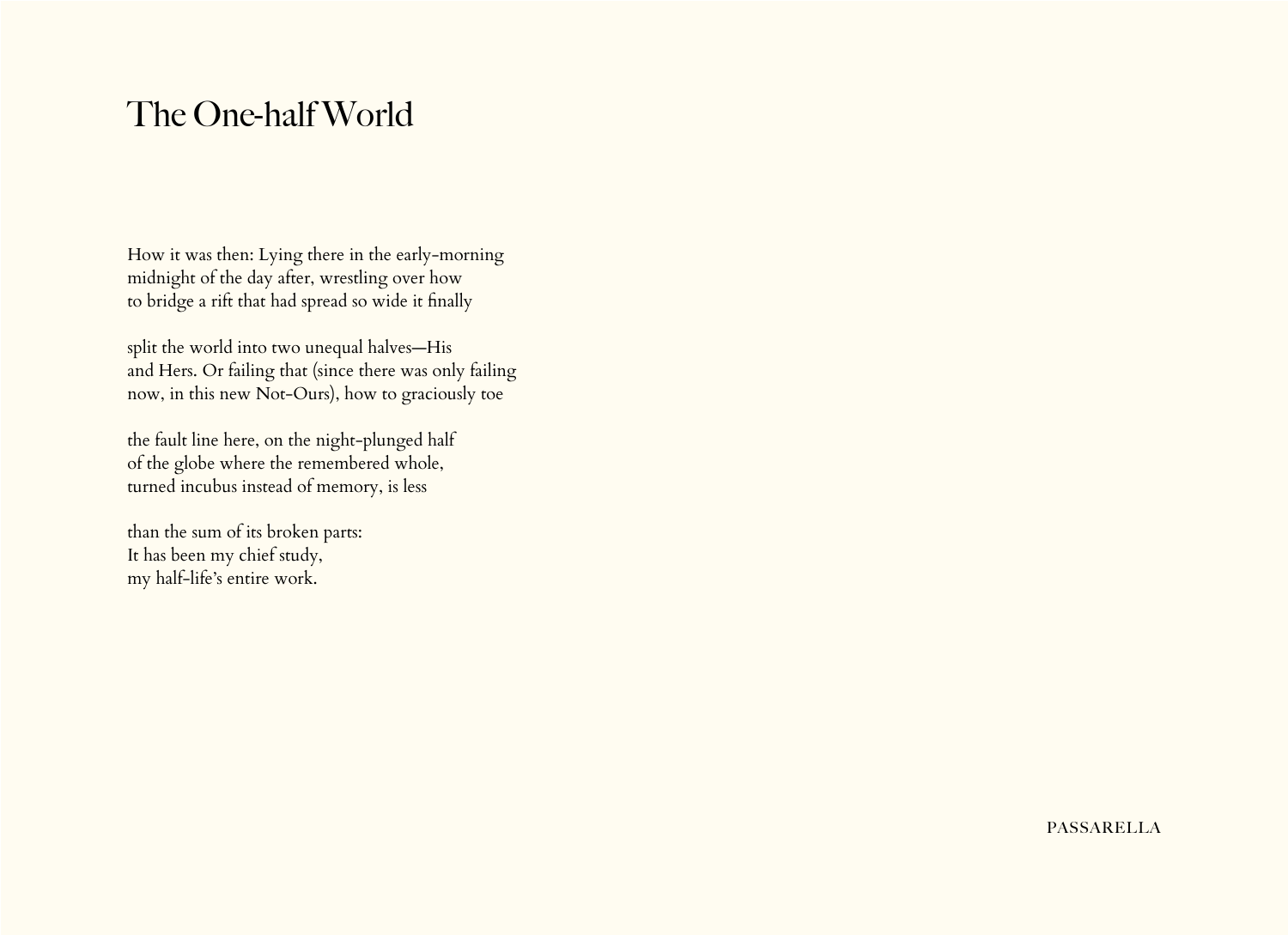# The One-half World

How it was then: Lying there in the early-morning
midnight of the day after, wrestling over how
to bridge a rift that had spread so wide it finally

split the world into two unequal halves—His
and Hers. Or failing that (since there was only failing
now, in this new Not-Ours), how to graciously toe

the fault line here, on the night-plunged half
of the globe where the remembered whole,
turned incubus instead of memory, is less

than the sum of its broken parts:
It has been my chief study,
my half-life's entire work.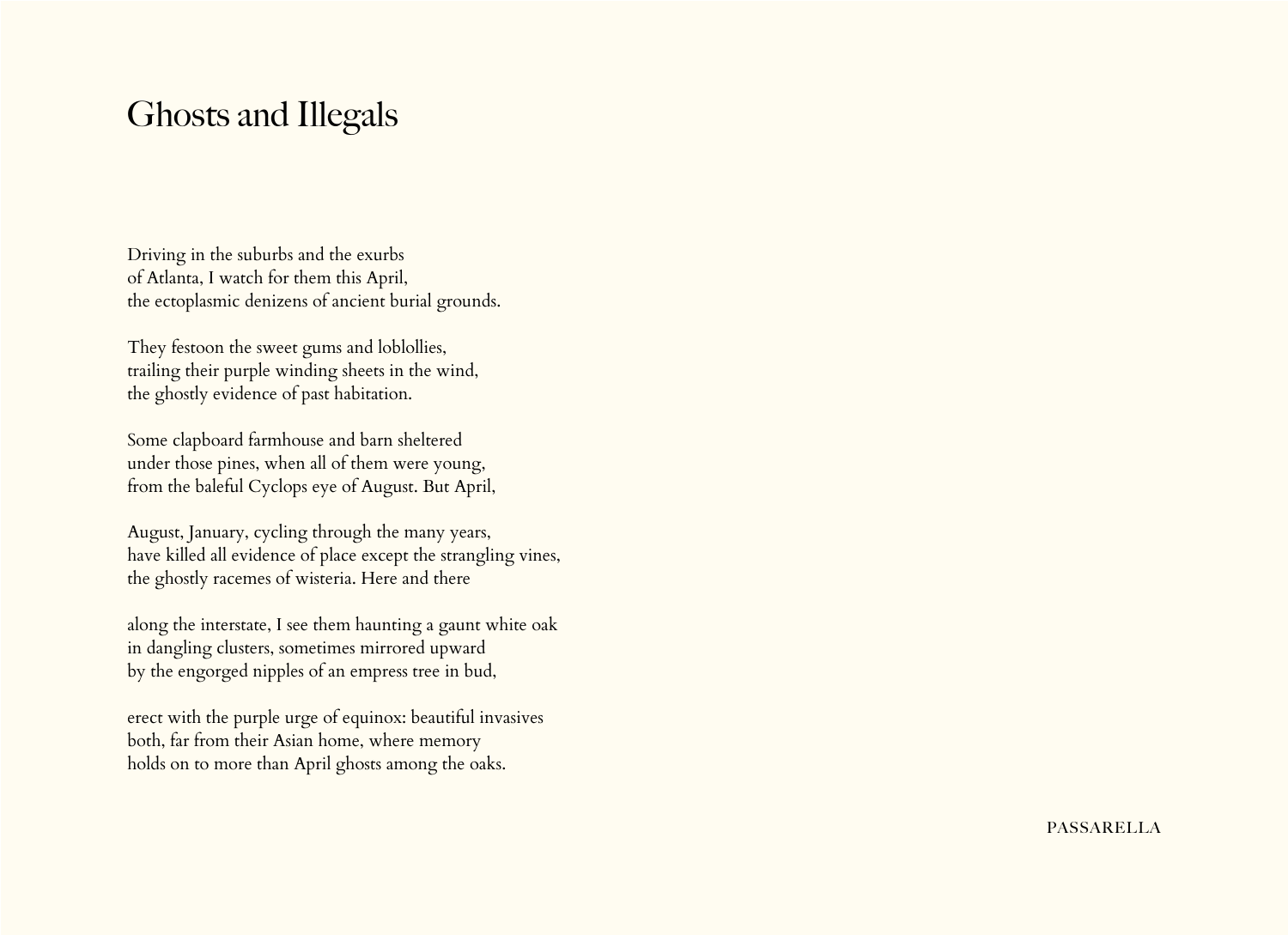# Ghosts and Illegals

Driving in the suburbs and the exurbs
of Atlanta, I watch for them this April,
the ectoplasmic denizens of ancient burial grounds.

They festoon the sweet gums and loblollies,
trailing their purple winding sheets in the wind,
the ghostly evidence of past habitation.

Some clapboard farmhouse and barn sheltered
under those pines, when all of them were young,
from the baleful Cyclops eye of August. But April,

August, January, cycling through the many years,
have killed all evidence of place except the strangling vines,
the ghostly racemes of wisteria. Here and there

along the interstate, I see them haunting a gaunt white oak
in dangling clusters, sometimes mirrored upward
by the engorged nipples of an empress tree in bud,

erect with the purple urge of equinox: beautiful invasives
both, far from their Asian home, where memory
holds on to more than April ghosts among the oaks.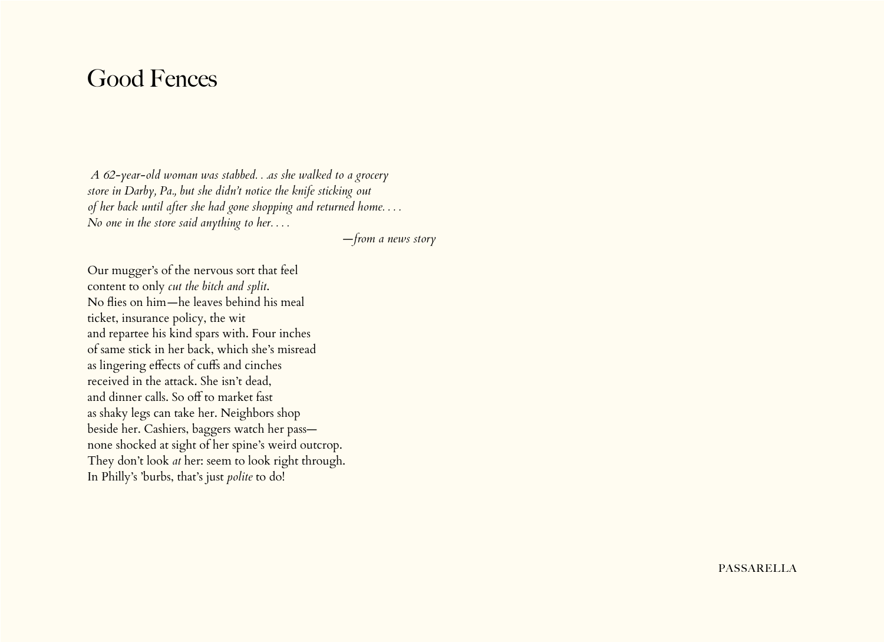# Good Fences

*A 62-year-old woman was stabbed. . .as she walked to a grocery*
*store in Darby, Pa., but she didn't notice the knife sticking out*
*of her back until after she had gone shopping and returned home. . . .*
*No one in the store said anything to her. . . .*

—*from a news story*

Our mugger's of the nervous sort that feel
content to only *cut the bitch and split*.
No flies on him—he leaves behind his meal
ticket, insurance policy, the wit
and repartee his kind spars with. Four inches
of same stick in her back, which she's misread
as lingering effects of cuffs and cinches
received in the attack. She isn't dead,
and dinner calls. So off to market fast
as shaky legs can take her. Neighbors shop
beside her. Cashiers, baggers watch her pass—
none shocked at sight of her spine's weird outcrop.
They don't look *at* her: seem to look right through.
In Philly's 'burbs, that's just *polite* to do!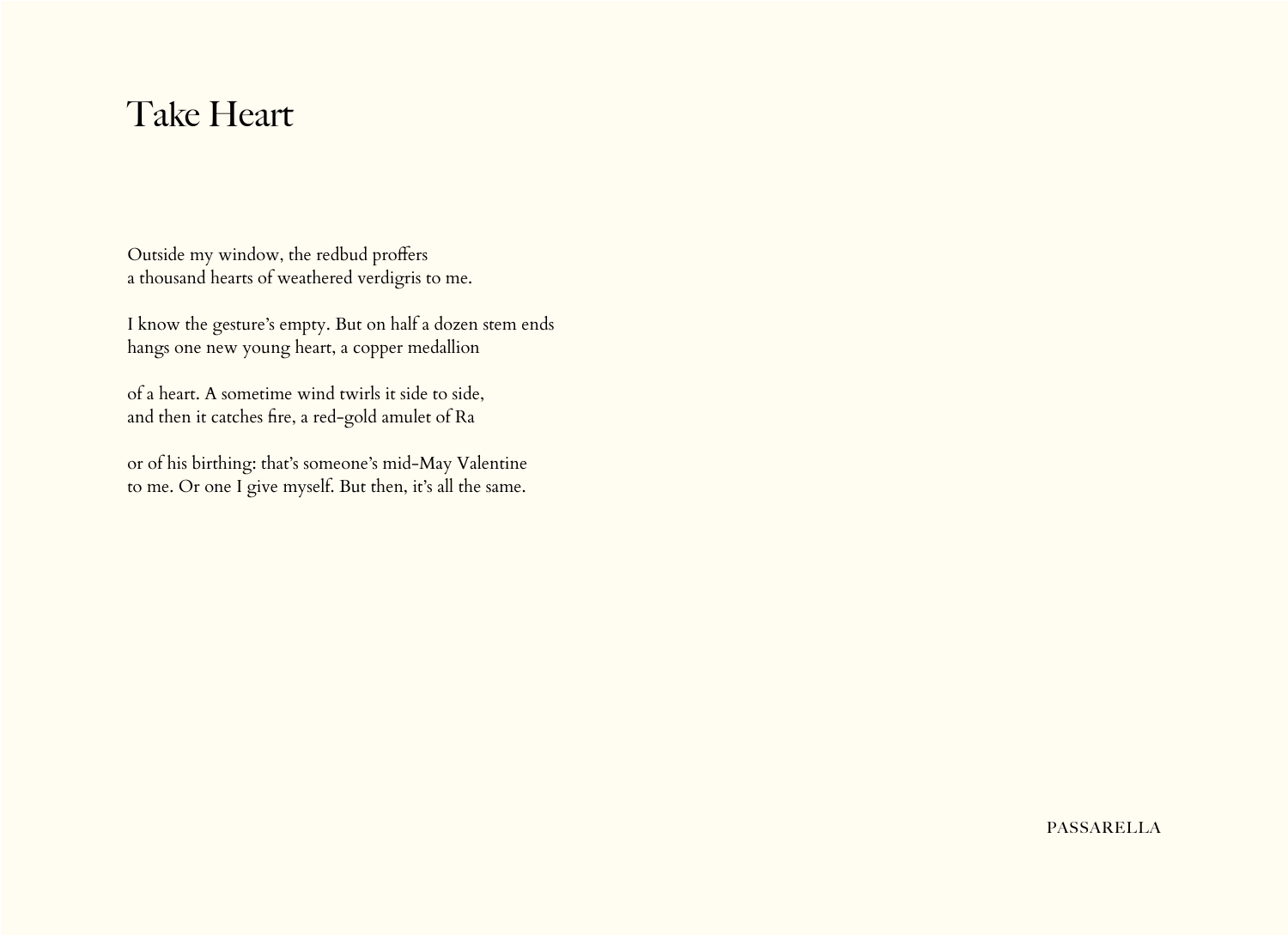# Take Heart

Outside my window, the redbud proffers
a thousand hearts of weathered verdigris to me.

I know the gesture's empty. But on half a dozen stem ends
hangs one new young heart, a copper medallion

of a heart. A sometime wind twirls it side to side,
and then it catches fire, a red-gold amulet of Ra

or of his birthing: that's someone's mid-May Valentine
to me. Or one I give myself. But then, it's all the same.